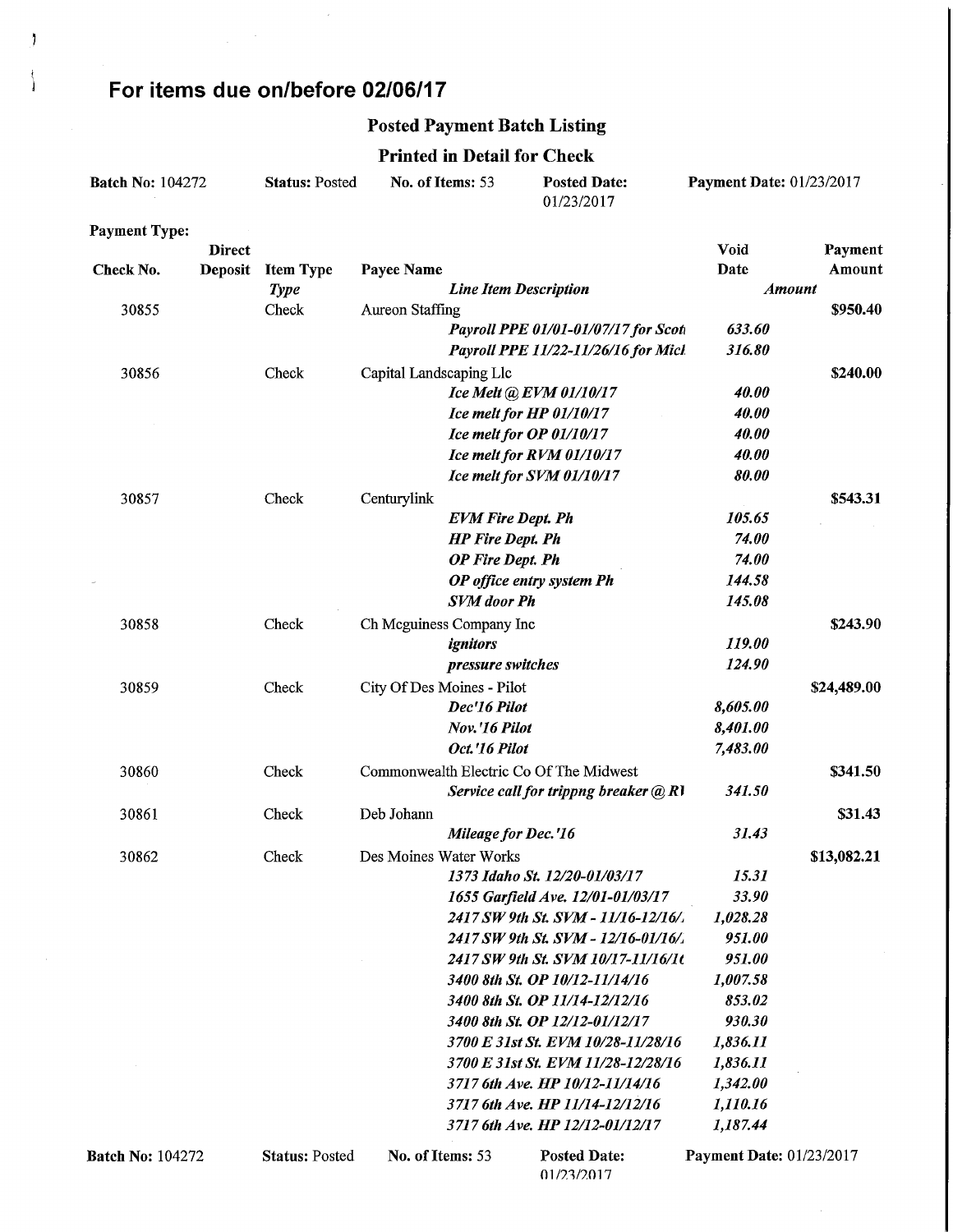# For items due on/before 02/06/17

## Posted Payment Batch Listing

### Printed in Detail for Check

**Batch No:** 104272 **Status:** Posted **No. of Items:** 53 **Posted Date:** 01/23/2017 **Payment Date:** 01/23/2017

**Payment Type:**

| Check No. | Direct Deposit | Item Type | Payee Name | Void Date | Payment Amount |
|---|---|---|---|---|---|
| | | *Type* | *Line Item Description* | *Amount* | |
| 30855 | | Check | Aureon Staffing | | $950.40 |
| | | | *Payroll PPE 01/01-01/07/17 for Scot* | *633.60* | |
| | | | *Payroll PPE 11/22-11/26/16 for Micl* | *316.80* | |
| 30856 | | Check | Capital Landscaping Llc | | $240.00 |
| | | | *Ice Melt @ EVM 01/10/17* | *40.00* | |
| | | | *Ice melt for HP 01/10/17* | *40.00* | |
| | | | *Ice melt for OP 01/10/17* | *40.00* | |
| | | | *Ice melt for RVM 01/10/17* | *40.00* | |
| | | | *Ice melt for SVM 01/10/17* | *80.00* | |
| 30857 | | Check | Centurylink | | $543.31 |
| | | | *EVM Fire Dept. Ph* | *105.65* | |
| | | | *HP Fire Dept. Ph* | *74.00* | |
| | | | *OP Fire Dept. Ph* | *74.00* | |
| | | | *OP office entry system Ph* | *144.58* | |
| | | | *SVM door Ph* | *145.08* | |
| 30858 | | Check | Ch Mcguiness Company Inc | | $243.90 |
| | | | *ignitors* | *119.00* | |
| | | | *pressure switches* | *124.90* | |
| 30859 | | Check | City Of Des Moines - Pilot | | $24,489.00 |
| | | | *Dec'16 Pilot* | *8,605.00* | |
| | | | *Nov.'16 Pilot* | *8,401.00* | |
| | | | *Oct.'16 Pilot* | *7,483.00* | |
| 30860 | | Check | Commonwealth Electric Co Of The Midwest | | $341.50 |
| | | | *Service call for trippng breaker @ RI* | *341.50* | |
| 30861 | | Check | Deb Johann | | $31.43 |
| | | | *Mileage for Dec.'16* | *31.43* | |
| 30862 | | Check | Des Moines Water Works | | $13,082.21 |
| | | | *1373 Idaho St. 12/20-01/03/17* | *15.31* | |
| | | | *1655 Garfield Ave. 12/01-01/03/17* | *33.90* | |
| | | | *2417 SW 9th St. SVM - 11/16-12/16/* | *1,028.28* | |
| | | | *2417 SW 9th St. SVM - 12/16-01/16/* | *951.00* | |
| | | | *2417 SW 9th St. SVM 10/17-11/16/1* | *951.00* | |
| | | | *3400 8th St. OP 10/12-11/14/16* | *1,007.58* | |
| | | | *3400 8th St. OP 11/14-12/12/16* | *853.02* | |
| | | | *3400 8th St. OP 12/12-01/12/17* | *930.30* | |
| | | | *3700 E 31st St. EVM 10/28-11/28/16* | *1,836.11* | |
| | | | *3700 E 31st St. EVM 11/28-12/28/16* | *1,836.11* | |
| | | | *3717 6th Ave. HP 10/12-11/14/16* | *1,342.00* | |
| | | | *3717 6th Ave. HP 11/14-12/12/16* | *1,110.16* | |
| | | | *3717 6th Ave. HP 12/12-01/12/17* | *1,187.44* | |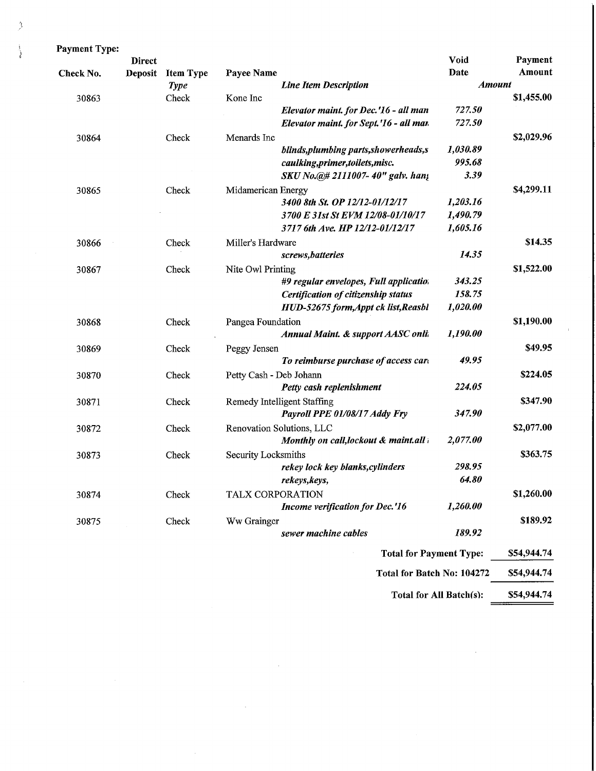**Payment Type:**

| Check No. | Direct Deposit | Item Type | Payee Name | Void Date | Payment Amount |
|---|---|---|---|---|---|
| | | *Type* | *Line Item Description* | *Amount* | |
| 30863 | | Check | Kone Inc | | $1,455.00 |
| | | | *Elevator maint. for Dec.'16 - all man* | *727.50* | |
| | | | *Elevator maint. for Sept.'16 - all man* | *727.50* | |
| 30864 | | Check | Menards Inc | | $2,029.96 |
| | | | *blinds,plumbing parts,showerheads,s* | *1,030.89* | |
| | | | *caulking,primer,toilets,misc.* | *995.68* | |
| | | | *SKU No.@# 2111007- 40" galv. hang* | *3.39* | |
| 30865 | | Check | Midamerican Energy | | $4,299.11 |
| | | | *3400 8th St. OP 12/12-01/12/17* | *1,203.16* | |
| | | | *3700 E 31st St EVM 12/08-01/10/17* | *1,490.79* | |
| | | | *3717 6th Ave. HP 12/12-01/12/17* | *1,605.16* | |
| 30866 | | Check | Miller's Hardware | | $14.35 |
| | | | *screws,batteries* | *14.35* | |
| 30867 | | Check | Nite Owl Printing | | $1,522.00 |
| | | | *#9 regular envelopes, Full applicatio* | *343.25* | |
| | | | *Certification of citizenship status* | *158.75* | |
| | | | *HUD-52675 form,Appt ck list,Reasbl* | *1,020.00* | |
| 30868 | | Check | Pangea Foundation | | $1,190.00 |
| | | | *Annual Maint. & support AASC onli* | *1,190.00* | |
| 30869 | | Check | Peggy Jensen | | $49.95 |
| | | | *To reimburse purchase of access car* | *49.95* | |
| 30870 | | Check | Petty Cash - Deb Johann | | $224.05 |
| | | | *Petty cash replenishment* | *224.05* | |
| 30871 | | Check | Remedy Intelligent Staffing | | $347.90 |
| | | | *Payroll PPE 01/08/17 Addy Fry* | *347.90* | |
| 30872 | | Check | Renovation Solutions, LLC | | $2,077.00 |
| | | | *Monthly on call,lockout & maint.all* | *2,077.00* | |
| 30873 | | Check | Security Locksmiths | | $363.75 |
| | | | *rekey lock key blanks,cylinders* | *298.95* | |
| | | | *rekeys,keys,* | *64.80* | |
| 30874 | | Check | TALX CORPORATION | | $1,260.00 |
| | | | *Income verification for Dec.'16* | *1,260.00* | |
| 30875 | | Check | Ww Grainger | | $189.92 |
| | | | *sewer machine cables* | *189.92* | |

| | |
|---|---|
| **Total for Payment Type:** | **$54,944.74** |
| **Total for Batch No: 104272** | **$54,944.74** |
| **Total for All Batch(s):** | **$54,944.74** |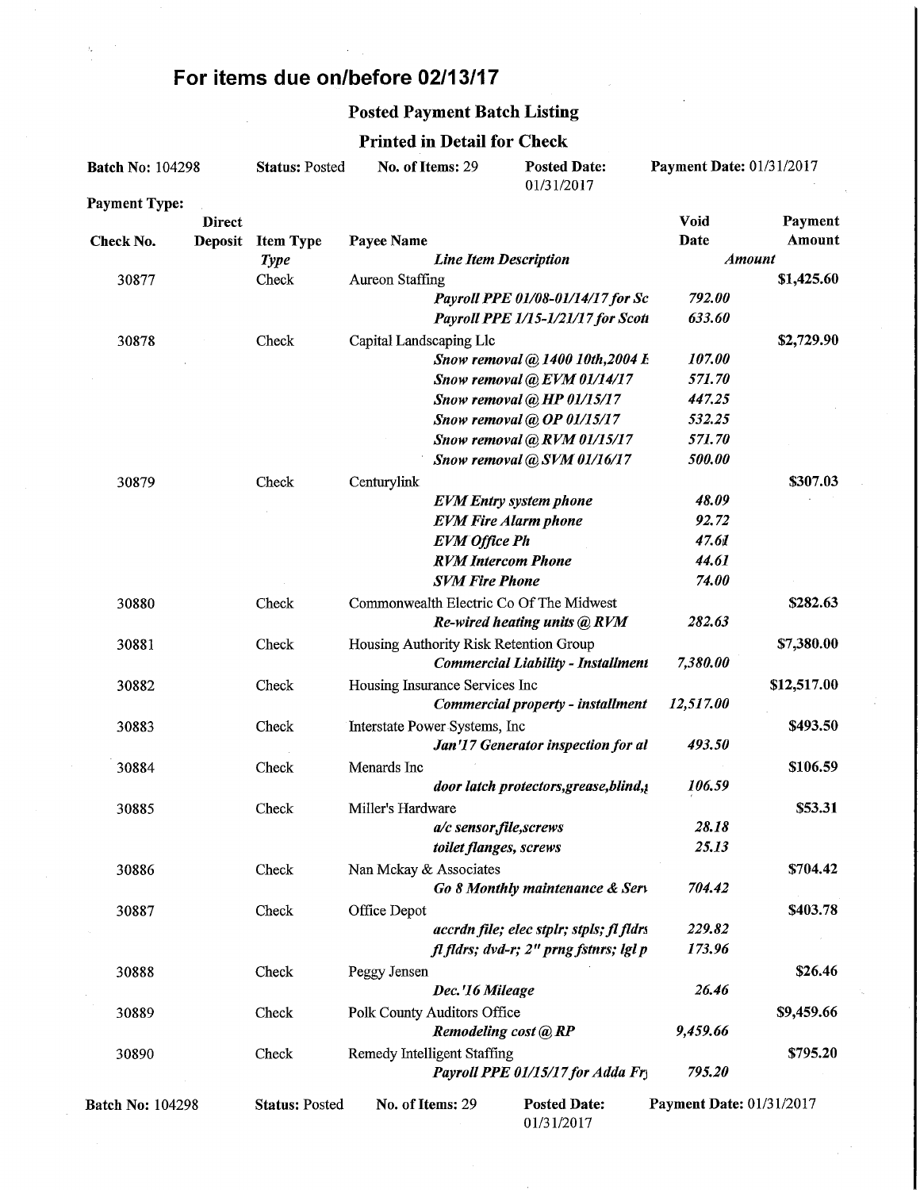# For items due on/before 02/13/17

## Posted Payment Batch Listing

### Printed in Detail for Check

**Batch No:** 104298 | **Status:** Posted | **No. of Items:** 29 | **Posted Date:** 01/31/2017 | **Payment Date:** 01/31/2017

**Payment Type:**

| Check No. | Direct Deposit | Item Type | Payee Name | Void Date | Payment Amount |
|---|---|---|---|---|---|
| | | *Type* | *Line Item Description* | *Amount* | |
| 30877 | | Check | Aureon Staffing | | $1,425.60 |
| | | | *Payroll PPE 01/08-01/14/17 for Sc* | *792.00* | |
| | | | *Payroll PPE 1/15-1/21/17 for Scott* | *633.60* | |
| 30878 | | Check | Capital Landscaping Llc | | $2,729.90 |
| | | | *Snow removal @ 1400 10th,2004 E* | *107.00* | |
| | | | *Snow removal @ EVM 01/14/17* | *571.70* | |
| | | | *Snow removal @ HP 01/15/17* | *447.25* | |
| | | | *Snow removal @ OP 01/15/17* | *532.25* | |
| | | | *Snow removal @ RVM 01/15/17* | *571.70* | |
| | | | *Snow removal @ SVM 01/16/17* | *500.00* | |
| 30879 | | Check | Centurylink | | $307.03 |
| | | | *EVM Entry system phone* | *48.09* | |
| | | | *EVM Fire Alarm phone* | *92.72* | |
| | | | *EVM Office Ph* | *47.61* | |
| | | | *RVM Intercom Phone* | *44.61* | |
| | | | *SVM Fire Phone* | *74.00* | |
| 30880 | | Check | Commonwealth Electric Co Of The Midwest | | $282.63 |
| | | | *Re-wired heating units @ RVM* | *282.63* | |
| 30881 | | Check | Housing Authority Risk Retention Group | | $7,380.00 |
| | | | *Commercial Liability - Installment* | *7,380.00* | |
| 30882 | | Check | Housing Insurance Services Inc | | $12,517.00 |
| | | | *Commercial property - installment* | *12,517.00* | |
| 30883 | | Check | Interstate Power Systems, Inc | | $493.50 |
| | | | *Jan'17 Generator inspection for al* | *493.50* | |
| 30884 | | Check | Menards Inc | | $106.59 |
| | | | *door latch protectors,grease,blind,* | *106.59* | |
| 30885 | | Check | Miller's Hardware | | $53.31 |
| | | | *a/c sensor,file,screws* | *28.18* | |
| | | | *toilet flanges, screws* | *25.13* | |
| 30886 | | Check | Nan Mckay & Associates | | $704.42 |
| | | | *Go 8 Monthly maintenance & Serv* | *704.42* | |
| 30887 | | Check | Office Depot | | $403.78 |
| | | | *accrdn file; elec stplr; stpls; fl fldrs* | *229.82* | |
| | | | *fl fldrs; dvd-r; 2" prng fstnrs; lgl p* | *173.96* | |
| 30888 | | Check | Peggy Jensen | | $26.46 |
| | | | *Dec.'16 Mileage* | *26.46* | |
| 30889 | | Check | Polk County Auditors Office | | $9,459.66 |
| | | | *Remodeling cost @ RP* | *9,459.66* | |
| 30890 | | Check | Remedy Intelligent Staffing | | $795.20 |
| | | | *Payroll PPE 01/15/17 for Adda Fr* | *795.20* | |

**Batch No:** 104298 | **Status:** Posted | **No. of Items:** 29 | **Posted Date:** 01/31/2017 | **Payment Date:** 01/31/2017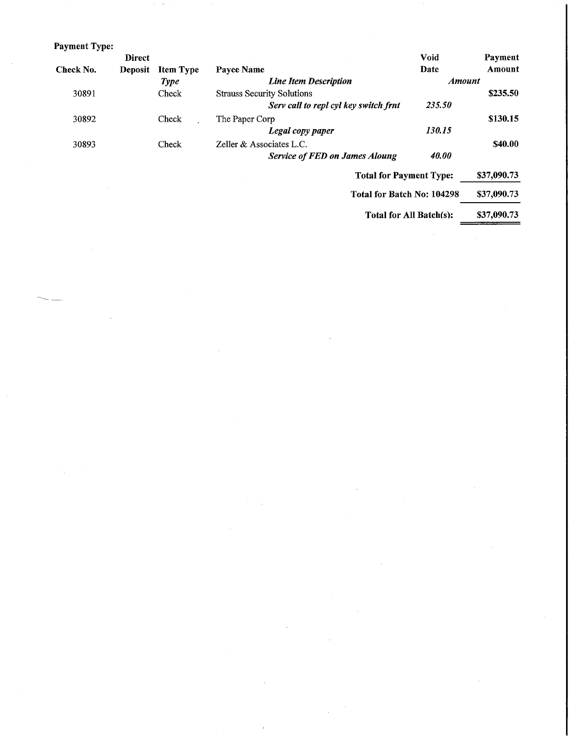**Payment Type:**

| Check No. | Direct Deposit | Item Type | Payee Name | Void Date | Payment Amount |
|---|---|---|---|---|---|
| | | *Type* | ***Line Item Description*** | ***Amount*** | |
| 30891 | | Check | Strauss Security Solutions | | **$235.50** |
| | | | ***Serv call to repl cyl key switch frnt*** | ***235.50*** | |
| 30892 | | Check | The Paper Corp | | **$130.15** |
| | | | ***Legal copy paper*** | ***130.15*** | |
| 30893 | | Check | Zeller & Associates L.C. | | **$40.00** |
| | | | ***Service of FED on James Aloung*** | ***40.00*** | |

| | |
|---|---|
| **Total for Payment Type:** | **$37,090.73** |
| **Total for Batch No: 104298** | **$37,090.73** |
| **Total for All Batch(s):** | **$37,090.73** |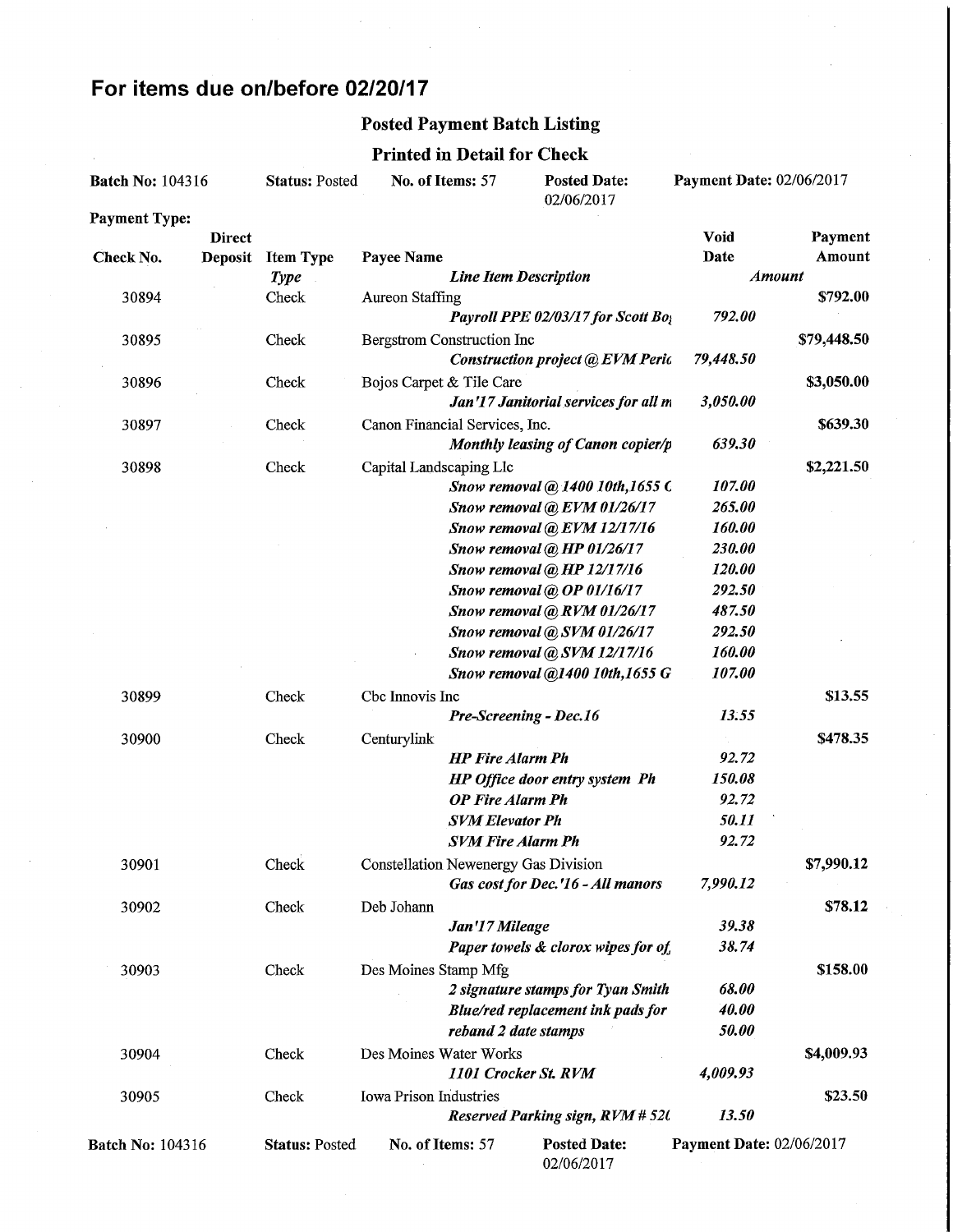# For items due on/before 02/20/17

## Posted Payment Batch Listing

### Printed in Detail for Check

**Batch No:** 104316 | **Status:** Posted | **No. of Items:** 57 | **Posted Date:** 02/06/2017 | **Payment Date:** 02/06/2017

**Payment Type:**

| Check No. | Direct Deposit | Item Type / *Type* | Payee Name / *Line Item Description* | Void Date / *Amount* | Payment Amount |
|---|---|---|---|---|---|
| 30894 | | Check | Aureon Staffing | | $792.00 |
| | | | *Payroll PPE 02/03/17 for Scott Bo* | *792.00* | |
| 30895 | | Check | Bergstrom Construction Inc | | $79,448.50 |
| | | | *Construction project @ EVM Peric* | *79,448.50* | |
| 30896 | | Check | Bojos Carpet & Tile Care | | $3,050.00 |
| | | | *Jan'17 Janitorial services for all m* | *3,050.00* | |
| 30897 | | Check | Canon Financial Services, Inc. | | $639.30 |
| | | | *Monthly leasing of Canon copier/p* | *639.30* | |
| 30898 | | Check | Capital Landscaping Llc | | $2,221.50 |
| | | | *Snow removal @ 1400 10th,1655 C* | *107.00* | |
| | | | *Snow removal @ EVM 01/26/17* | *265.00* | |
| | | | *Snow removal @ EVM 12/17/16* | *160.00* | |
| | | | *Snow removal @ HP 01/26/17* | *230.00* | |
| | | | *Snow removal @ HP 12/17/16* | *120.00* | |
| | | | *Snow removal @ OP 01/16/17* | *292.50* | |
| | | | *Snow removal @ RVM 01/26/17* | *487.50* | |
| | | | *Snow removal @ SVM 01/26/17* | *292.50* | |
| | | | *Snow removal @ SVM 12/17/16* | *160.00* | |
| | | | *Snow removal @1400 10th,1655 G* | *107.00* | |
| 30899 | | Check | Cbc Innovis Inc | | $13.55 |
| | | | *Pre-Screening - Dec.16* | *13.55* | |
| 30900 | | Check | Centurylink | | $478.35 |
| | | | *HP Fire Alarm Ph* | *92.72* | |
| | | | *HP Office door entry system Ph* | *150.08* | |
| | | | *OP Fire Alarm Ph* | *92.72* | |
| | | | *SVM Elevator Ph* | *50.11* | |
| | | | *SVM Fire Alarm Ph* | *92.72* | |
| 30901 | | Check | Constellation Newenergy Gas Division | | $7,990.12 |
| | | | *Gas cost for Dec.'16 - All manors* | *7,990.12* | |
| 30902 | | Check | Deb Johann | | $78.12 |
| | | | *Jan'17 Mileage* | *39.38* | |
| | | | *Paper towels & clorox wipes for of* | *38.74* | |
| 30903 | | Check | Des Moines Stamp Mfg | | $158.00 |
| | | | *2 signature stamps for Tyan Smith* | *68.00* | |
| | | | *Blue/red replacement ink pads for* | *40.00* | |
| | | | *reband 2 date stamps* | *50.00* | |
| 30904 | | Check | Des Moines Water Works | | $4,009.93 |
| | | | *1101 Crocker St. RVM* | *4,009.93* | |
| 30905 | | Check | Iowa Prison Industries | | $23.50 |
| | | | *Reserved Parking sign, RVM # 52(* | *13.50* | |

**Batch No:** 104316 | **Status:** Posted | **No. of Items:** 57 | **Posted Date:** 02/06/2017 | **Payment Date:** 02/06/2017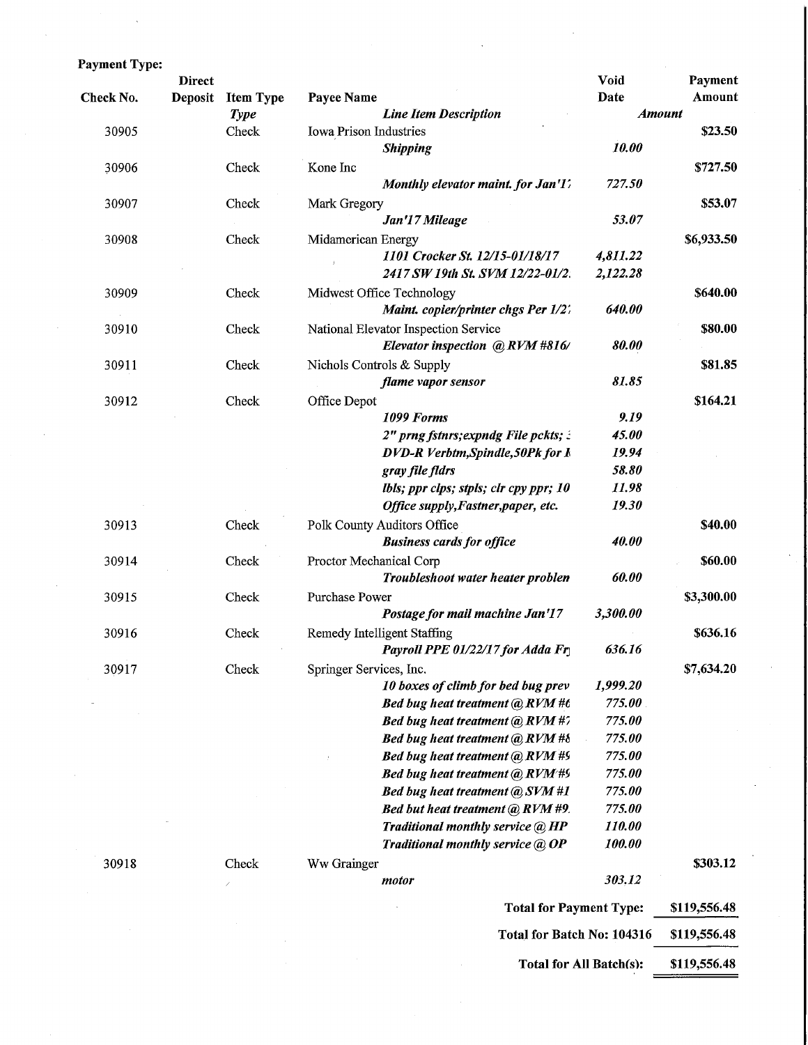**Payment Type:**

| Check No. | Direct Deposit | Item Type *Type* | Payee Name *Line Item Description* | Void Date *Amount* | Payment Amount |
|---|---|---|---|---|---|
| 30905 | | Check | Iowa Prison Industries | | $23.50 |
| | | | ***Shipping*** | ***10.00*** | |
| 30906 | | Check | Kone Inc | | $727.50 |
| | | | ***Monthly elevator maint. for Jan'1*** | ***727.50*** | |
| 30907 | | Check | Mark Gregory | | $53.07 |
| | | | ***Jan'17 Mileage*** | ***53.07*** | |
| 30908 | | Check | Midamerican Energy | | $6,933.50 |
| | | | ***1101 Crocker St. 12/15-01/18/17*** | ***4,811.22*** | |
| | | | ***2417 SW 19th St. SVM 12/22-01/2.*** | ***2,122.28*** | |
| 30909 | | Check | Midwest Office Technology | | $640.00 |
| | | | ***Maint. copier/printer chgs Per 1/2*** | ***640.00*** | |
| 30910 | | Check | National Elevator Inspection Service | | $80.00 |
| | | | ***Elevator inspection @ RVM #816/*** | ***80.00*** | |
| 30911 | | Check | Nichols Controls & Supply | | $81.85 |
| | | | ***flame vapor sensor*** | ***81.85*** | |
| 30912 | | Check | Office Depot | | $164.21 |
| | | | ***1099 Forms*** | ***9.19*** | |
| | | | ***2" prng fstnrs;expndg File pckts; :*** | ***45.00*** | |
| | | | ***DVD-R Verbtm,Spindle,50Pk for I*** | ***19.94*** | |
| | | | ***gray file fldrs*** | ***58.80*** | |
| | | | ***lbls; ppr clps; stpls; clr cpy ppr; 10*** | ***11.98*** | |
| | | | ***Office supply,Fastner,paper, etc.*** | ***19.30*** | |
| 30913 | | Check | Polk County Auditors Office | | $40.00 |
| | | | ***Business cards for office*** | ***40.00*** | |
| 30914 | | Check | Proctor Mechanical Corp | | $60.00 |
| | | | ***Troubleshoot water heater problen*** | ***60.00*** | |
| 30915 | | Check | Purchase Power | | $3,300.00 |
| | | | ***Postage for mail machine Jan'17*** | ***3,300.00*** | |
| 30916 | | Check | Remedy Intelligent Staffing | | $636.16 |
| | | | ***Payroll PPE 01/22/17 for Adda Fr*** | ***636.16*** | |
| 30917 | | Check | Springer Services, Inc. | | $7,634.20 |
| | | | ***10 boxes of climb for bed bug prev*** | ***1,999.20*** | |
| | | | ***Bed bug heat treatment @ RVM #6*** | ***775.00*** | |
| | | | ***Bed bug heat treatment @ RVM #7*** | ***775.00*** | |
| | | | ***Bed bug heat treatment @ RVM #8*** | ***775.00*** | |
| | | | ***Bed bug heat treatment @ RVM #9*** | ***775.00*** | |
| | | | ***Bed bug heat treatment @ RVM #9*** | ***775.00*** | |
| | | | ***Bed bug heat treatment @ SVM #1*** | ***775.00*** | |
| | | | ***Bed but heat treatment @ RVM #9.*** | ***775.00*** | |
| | | | ***Traditional monthly service @ HP*** | ***110.00*** | |
| | | | ***Traditional monthly service @ OP*** | ***100.00*** | |
| 30918 | | Check | Ww Grainger | | $303.12 |
| | | | ***motor*** | ***303.12*** | |

**Total for Payment Type:** $119,556.48

**Total for Batch No: 104316** $119,556.48

**Total for All Batch(s):** $119,556.48